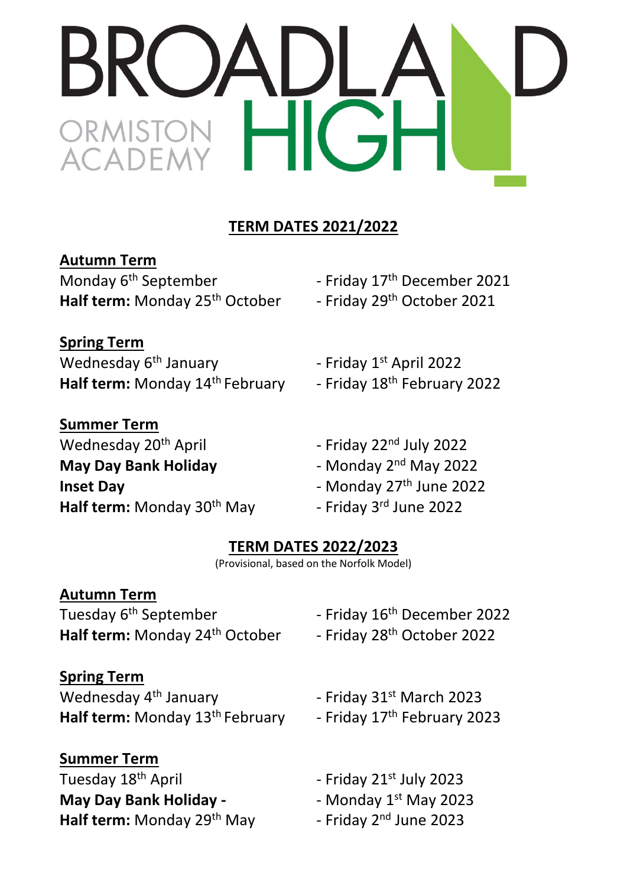# BROADLAND HIGH ORMISTON ACADEMY

## TERM DATES 2021/2022

**Autumn Term**
Monday 6th September - Friday 17th December 2021
**Half term:** Monday 25th October - Friday 29th October 2021

**Spring Term**
Wednesday 6th January - Friday 1st April 2022
**Half term:** Monday 14th February - Friday 18th February 2022

**Summer Term**
Wednesday 20th April - Friday 22nd July 2022
**May Day Bank Holiday** - Monday 2nd May 2022
**Inset Day** - Monday 27th June 2022
**Half term:** Monday 30th May - Friday 3rd June 2022

## TERM DATES 2022/2023

(Provisional, based on the Norfolk Model)

**Autumn Term**
Tuesday 6th September - Friday 16th December 2022
**Half term:** Monday 24th October - Friday 28th October 2022

**Spring Term**
Wednesday 4th January - Friday 31st March 2023
**Half term:** Monday 13th February - Friday 17th February 2023

**Summer Term**
Tuesday 18th April - Friday 21st July 2023
**May Day Bank Holiday -** - Monday 1st May 2023
**Half term:** Monday 29th May - Friday 2nd June 2023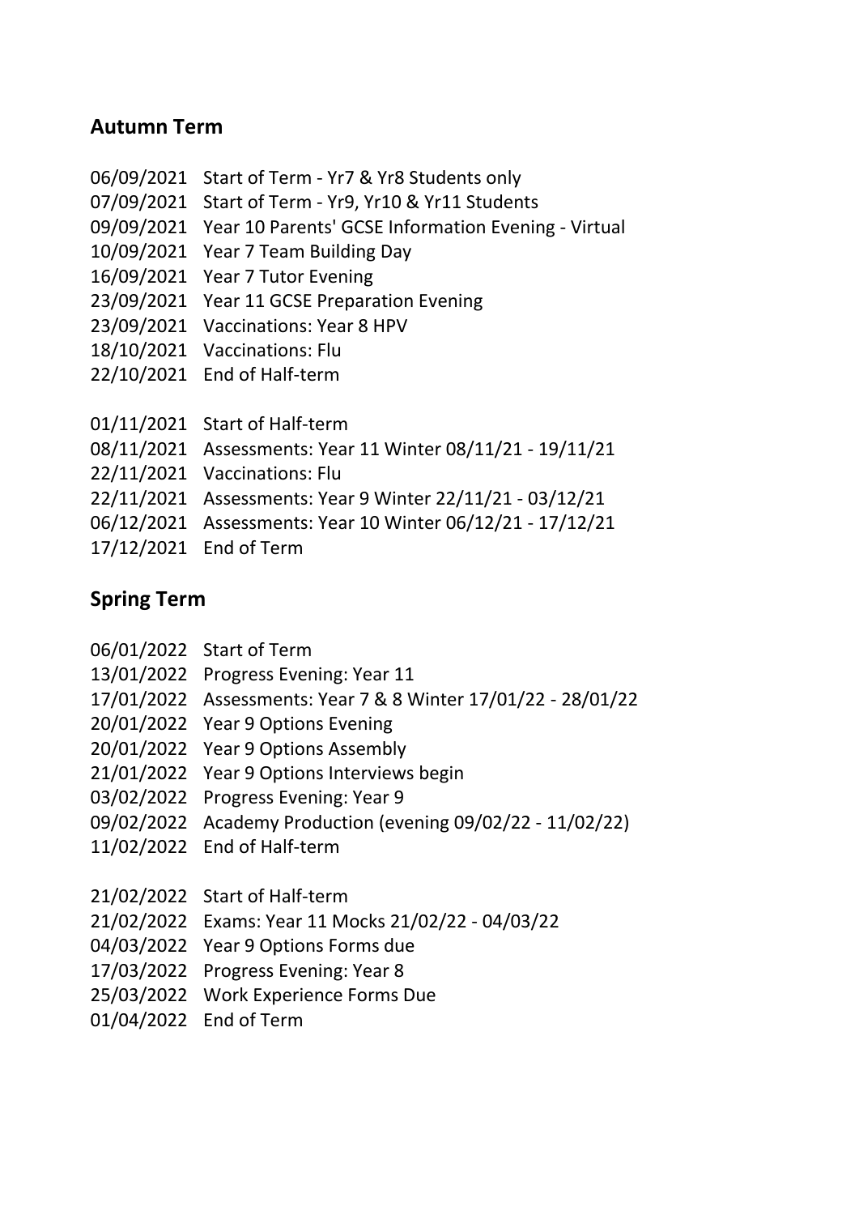## Autumn Term

06/09/2021 Start of Term - Yr7 & Yr8 Students only
07/09/2021 Start of Term - Yr9, Yr10 & Yr11 Students
09/09/2021 Year 10 Parents' GCSE Information Evening - Virtual
10/09/2021 Year 7 Team Building Day
16/09/2021 Year 7 Tutor Evening
23/09/2021 Year 11 GCSE Preparation Evening
23/09/2021 Vaccinations: Year 8 HPV
18/10/2021 Vaccinations: Flu
22/10/2021 End of Half-term

01/11/2021 Start of Half-term
08/11/2021 Assessments: Year 11 Winter 08/11/21 - 19/11/21
22/11/2021 Vaccinations: Flu
22/11/2021 Assessments: Year 9 Winter 22/11/21 - 03/12/21
06/12/2021 Assessments: Year 10 Winter 06/12/21 - 17/12/21
17/12/2021 End of Term

## Spring Term

06/01/2022 Start of Term
13/01/2022 Progress Evening: Year 11
17/01/2022 Assessments: Year 7 & 8 Winter 17/01/22 - 28/01/22
20/01/2022 Year 9 Options Evening
20/01/2022 Year 9 Options Assembly
21/01/2022 Year 9 Options Interviews begin
03/02/2022 Progress Evening: Year 9
09/02/2022 Academy Production (evening 09/02/22 - 11/02/22)
11/02/2022 End of Half-term

21/02/2022 Start of Half-term
21/02/2022 Exams: Year 11 Mocks 21/02/22 - 04/03/22
04/03/2022 Year 9 Options Forms due
17/03/2022 Progress Evening: Year 8
25/03/2022 Work Experience Forms Due
01/04/2022 End of Term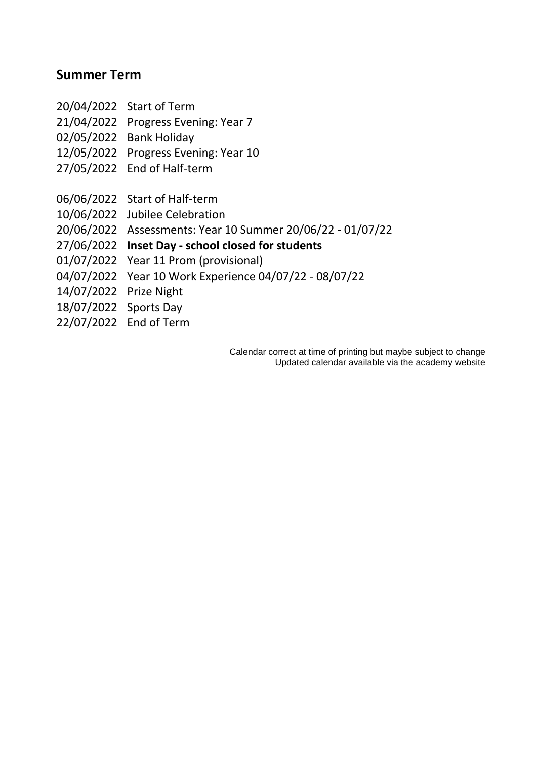## Summer Term

20/04/2022 Start of Term
21/04/2022 Progress Evening: Year 7
02/05/2022 Bank Holiday
12/05/2022 Progress Evening: Year 10
27/05/2022 End of Half-term

06/06/2022 Start of Half-term
10/06/2022 Jubilee Celebration
20/06/2022 Assessments: Year 10 Summer 20/06/22 - 01/07/22
27/06/2022 **Inset Day - school closed for students**
01/07/2022 Year 11 Prom (provisional)
04/07/2022 Year 10 Work Experience 04/07/22 - 08/07/22
14/07/2022 Prize Night
18/07/2022 Sports Day
22/07/2022 End of Term

Calendar correct at time of printing but maybe subject to change
Updated calendar available via the academy website